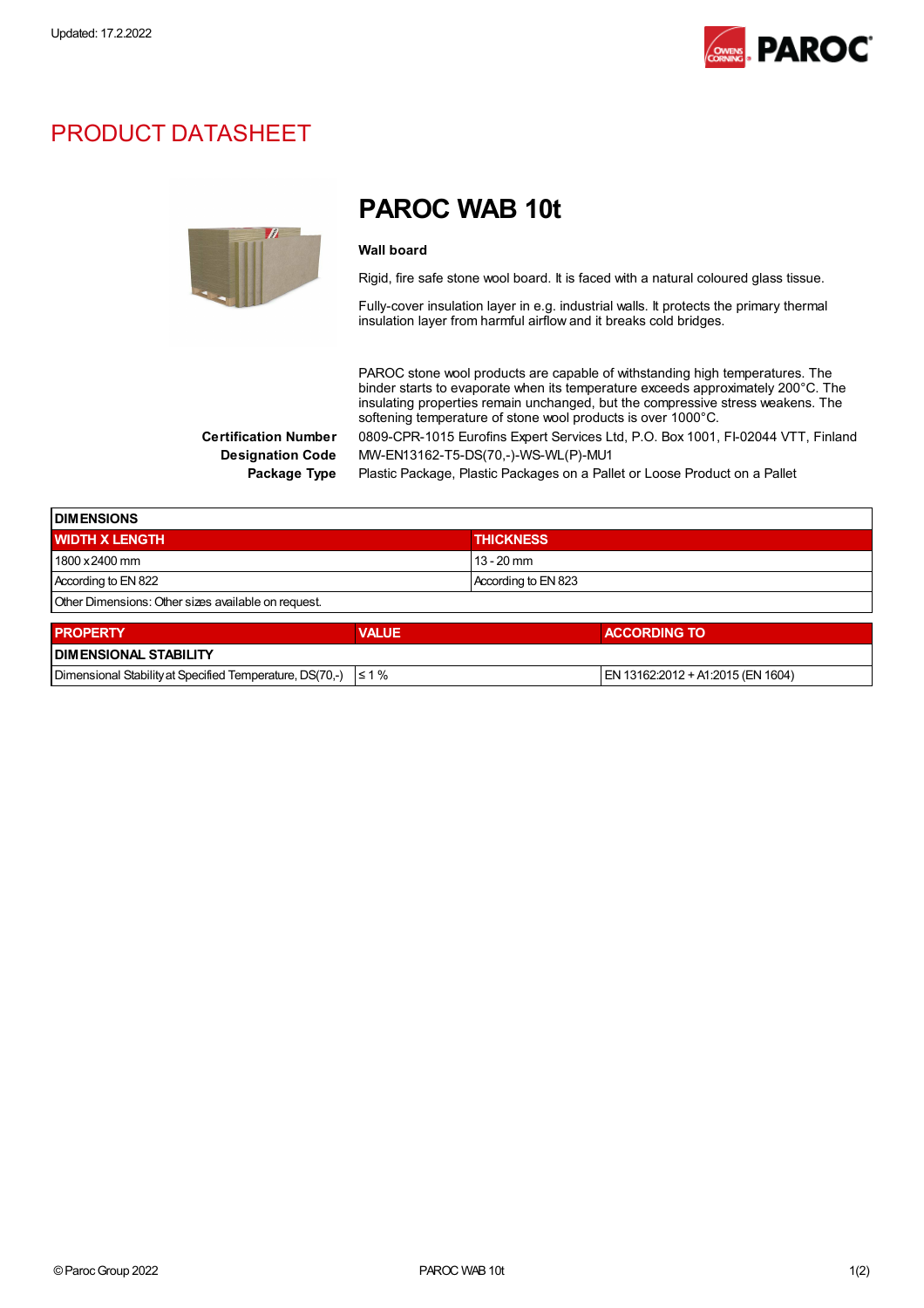Updated: 17.2.2022

# PRODUCT DATASHEET

## PAROC WAB 10t

**Wall board**

Rigid, fire safe stone wool board. It is faced with a natural coloured glass tissue.

Fully-cover insulation layer in e.g. industrial walls. It protects the primary thermal insulation layer from harmful airflow and it breaks cold bridges.

PAROC stone wool products are capable of withstanding high temperatures. The binder starts to evaporate when its temperature exceeds approximately 200°C. The insulating properties remain unchanged, but the compressive stress weakens. The softening temperature of stone wool products is over 1000°C.

**Certification Number** 0809-CPR-1015 Eurofins Expert Services Ltd, P.O. Box 1001, FI-02044 VTT, Finland

**Designation Code** MW-EN13162-T5-DS(70,-)-WS-WL(P)-MU1

**Package Type** Plastic Package, Plastic Packages on a Pallet or Loose Product on a Pallet

| DIMENSIONS | |
|---|---|
| **WIDTH X LENGTH** | **THICKNESS** |
| 1800 x 2400 mm | 13 - 20 mm |
| According to EN 822 | According to EN 823 |
| Other Dimensions: Other sizes available on request. | |

| PROPERTY | VALUE | ACCORDING TO |
|---|---|---|
| **DIMENSIONAL STABILITY** | | |
| Dimensional Stability at Specified Temperature, DS(70,-) | ≤ 1 % | EN 13162:2012 + A1:2015 (EN 1604) |

© Paroc Group 2022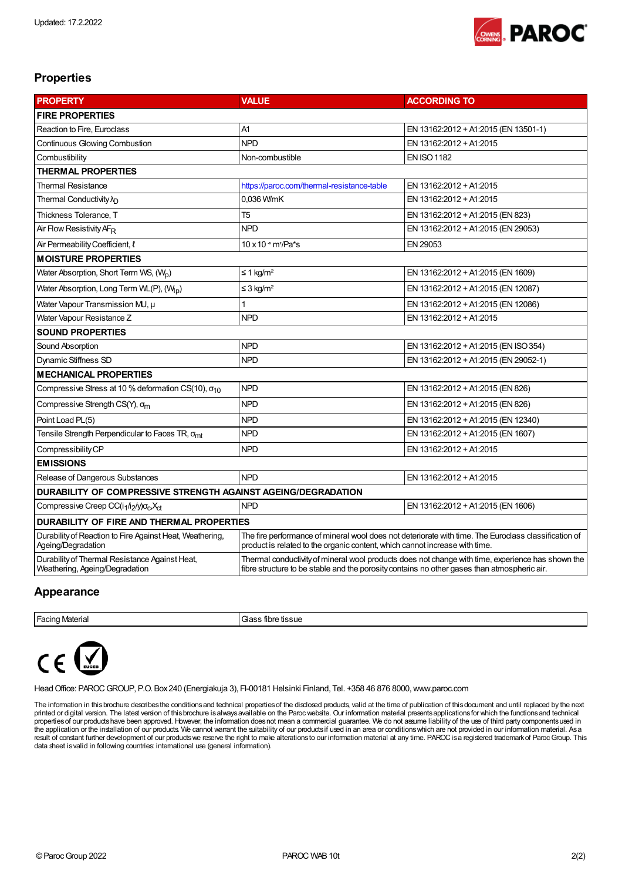Updated: 17.2.2022

## Properties

| PROPERTY | VALUE | ACCORDING TO |
|---|---|---|
| **FIRE PROPERTIES** | | |
| Reaction to Fire, Euroclass | A1 | EN 13162:2012 + A1:2015 (EN 13501-1) |
| Continuous Glowing Combustion | NPD | EN 13162:2012 + A1:2015 |
| Combustibility | Non-combustible | EN ISO 1182 |
| **THERMAL PROPERTIES** | | |
| Thermal Resistance | https://paroc.com/thermal-resistance-table | EN 13162:2012 + A1:2015 |
| Thermal Conductivity $\lambda_D$ | 0,036 W/mK | EN 13162:2012 + A1:2015 |
| Thickness Tolerance, T | T5 | EN 13162:2012 + A1:2015 (EN 823) |
| Air Flow Resistivity $AF_R$ | NPD | EN 13162:2012 + A1:2015 (EN 29053) |
| Air Permeability Coefficient, ℓ | 10 x 10⁻⁴ m²/Pa*s | EN 29053 |
| **MOISTURE PROPERTIES** | | |
| Water Absorption, Short Term WS, ($W_p$) | ≤ 1 kg/m² | EN 13162:2012 + A1:2015 (EN 1609) |
| Water Absorption, Long Term WL(P), ($W_{lp}$) | ≤ 3 kg/m² | EN 13162:2012 + A1:2015 (EN 12087) |
| Water Vapour Transmission MU, μ | 1 | EN 13162:2012 + A1:2015 (EN 12086) |
| Water Vapour Resistance Z | NPD | EN 13162:2012 + A1:2015 |
| **SOUND PROPERTIES** | | |
| Sound Absorption | NPD | EN 13162:2012 + A1:2015 (EN ISO 354) |
| Dynamic Stiffness SD | NPD | EN 13162:2012 + A1:2015 (EN 29052-1) |
| **MECHANICAL PROPERTIES** | | |
| Compressive Stress at 10 % deformation CS(10), $\sigma_{10}$ | NPD | EN 13162:2012 + A1:2015 (EN 826) |
| Compressive Strength CS(Y), $\sigma_m$ | NPD | EN 13162:2012 + A1:2015 (EN 826) |
| Point Load PL(5) | NPD | EN 13162:2012 + A1:2015 (EN 12340) |
| Tensile Strength Perpendicular to Faces TR, $\sigma_{mt}$ | NPD | EN 13162:2012 + A1:2015 (EN 1607) |
| Compressibility CP | NPD | EN 13162:2012 + A1:2015 |
| **EMISSIONS** | | |
| Release of Dangerous Substances | NPD | EN 13162:2012 + A1:2015 |
| **DURABILITY OF COMPRESSIVE STRENGTH AGAINST AGEING/DEGRADATION** | | |
| Compressive Creep $CC(i_1/i_2/y)\sigma_c X_{ct}$ | NPD | EN 13162:2012 + A1:2015 (EN 1606) |
| **DURABILITY OF FIRE AND THERMAL PROPERTIES** | | |
| Durability of Reaction to Fire Against Heat, Weathering, Ageing/Degradation | The fire performance of mineral wool does not deteriorate with time. The Euroclass classification of product is related to the organic content, which cannot increase with time. | |
| Durability of Thermal Resistance Against Heat, Weathering, Ageing/Degradation | Thermal conductivity of mineral wool products does not change with time, experience has shown the fibre structure to be stable and the porosity contains no other gases than atmospheric air. | |

## Appearance

| | |
|---|---|
| Facing Material | Glass fibre tissue |

Head Office: PAROC GROUP, P.O. Box 240 (Energiakuja 3), FI-00181 Helsinki Finland, Tel. +358 46 876 8000, www.paroc.com

The information in this brochure describes the conditions and technical properties of the disclosed products, valid at the time of publication of this document and until replaced by the next printed or digital version. The latest version of this brochure is always available on the Paroc website. Our information material presents applications for which the functions and technical properties of our products have been approved. However, the information does not mean a commercial guarantee. We do not assume liability of the use of third party components used in the application or the installation of our products. We cannot warrant the suitability of our products if used in an area or conditions which are not provided in our information material. As a result of constant further development of our products we reserve the right to make alterations to our information material at any time. PAROC is a registered trademark of Paroc Group. This data sheet is valid in following countries: international use (general information).

© Paroc Group 2022 PAROC WAB 10t